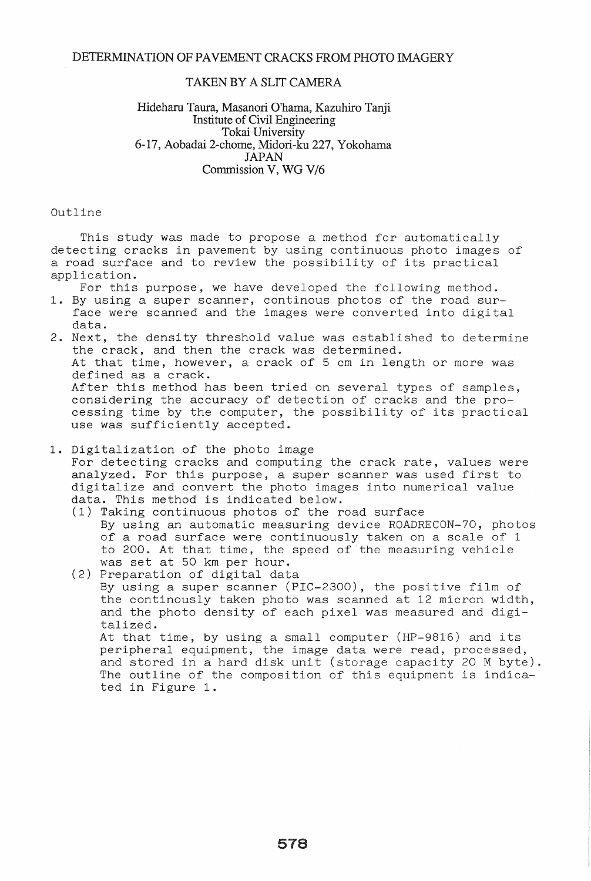# DETERMINATION OF PAVEMENT CRACKS FROM PHOTO IMAGERY TAKEN BY A SLIT CAMERA

Hideharu Taura, Masanori O'hama, Kazuhiro Tanji
Institute of Civil Engineering
Tokai University
6-17, Aobadai 2-chome, Midori-ku 227, Yokohama
JAPAN
Commission V, WG V/6

## Outline

This study was made to propose a method for automatically detecting cracks in pavement by using continuous photo images of a road surface and to review the possibility of its practical application.

For this purpose, we have developed the following method.

1. By using a super scanner, continous photos of the road surface were scanned and the images were converted into digital data.
2. Next, the density threshold value was established to determine the crack, and then the crack was determined.
   At that time, however, a crack of 5 cm in length or more was defined as a crack.
   After this method has been tried on several types of samples, considering the accuracy of detection of cracks and the processing time by the computer, the possibility of its practical use was sufficiently accepted.

## 1. Digitalization of the photo image

For detecting cracks and computing the crack rate, values were analyzed. For this purpose, a super scanner was used first to digitalize and convert the photo images into numerical value data. This method is indicated below.

(1) Taking continuous photos of the road surface
By using an automatic measuring device ROADRECON-70, photos of a road surface were continuously taken on a scale of 1 to 200. At that time, the speed of the measuring vehicle was set at 50 km per hour.

(2) Preparation of digital data
By using a super scanner (PIC-2300), the positive film of the continously taken photo was scanned at 12 micron width, and the photo density of each pixel was measured and digitalized.
At that time, by using a small computer (HP-9816) and its peripheral equipment, the image data were read, processed, and stored in a hard disk unit (storage capacity 20 M byte). The outline of the composition of this equipment is indicated in Figure 1.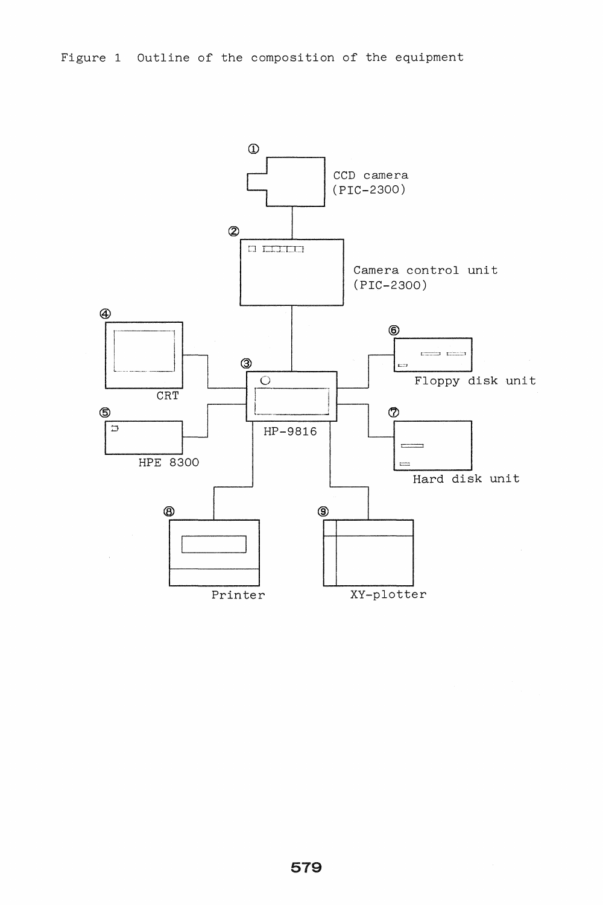Figure 1 Outline of the composition of the equipment

① CCD camera (PIC-2300)

② Camera control unit (PIC-2300)

③ HP-9816

④ CRT

⑤ HPE 8300

⑥ Floppy disk unit

⑦ Hard disk unit

⑧ Printer

⑨ XY-plotter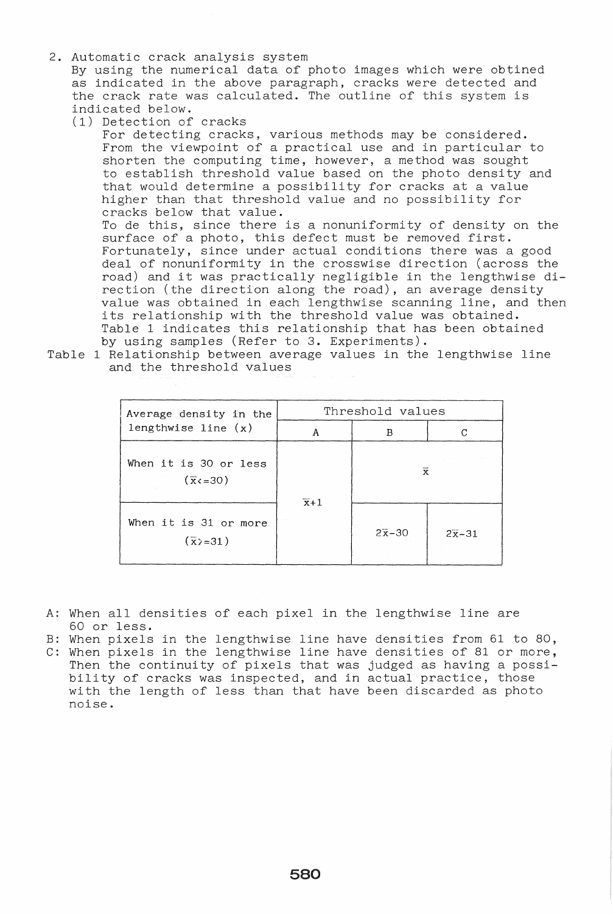2. Automatic crack analysis system

By using the numerical data of photo images which were obtined as indicated in the above paragraph, cracks were detected and the crack rate was calculated. The outline of this system is indicated below.

(1) Detection of cracks

For detecting cracks, various methods may be considered. From the viewpoint of a practical use and in particular to shorten the computing time, however, a method was sought to establish threshold value based on the photo density and that would determine a possibility for cracks at a value higher than that threshold value and no possibility for cracks below that value.

To de this, since there is a nonuniformity of density on the surface of a photo, this defect must be removed first. Fortunately, since under actual conditions there was a good deal of nonuniformity in the crosswise direction (across the road) and it was practically negligible in the lengthwise direction (the direction along the road), an average density value was obtained in each lengthwise scanning line, and then its relationship with the threshold value was obtained. Table 1 indicates this relationship that has been obtained by using samples (Refer to 3. Experiments).

Table 1 Relationship between average values in the lengthwise line and the threshold values

| Average density in the lengthwise line (x) | Threshold values | | |
|---|---|---|---|
| | A | B | C |
| When it is 30 or less ($\bar{x} \leq 30$) | $\bar{x}+1$ | $\bar{x}$ | $\bar{x}$ |
| When it is 31 or more ($\bar{x} \geq 31$) | $\bar{x}+1$ | $2\bar{x}-30$ | $2\bar{x}-31$ |

A: When all densities of each pixel in the lengthwise line are 60 or less.

B: When pixels in the lengthwise line have densities from 61 to 80,

C: When pixels in the lengthwise line have densities of 81 or more, Then the continuity of pixels that was judged as having a possibility of cracks was inspected, and in actual practice, those with the length of less than that have been discarded as photo noise.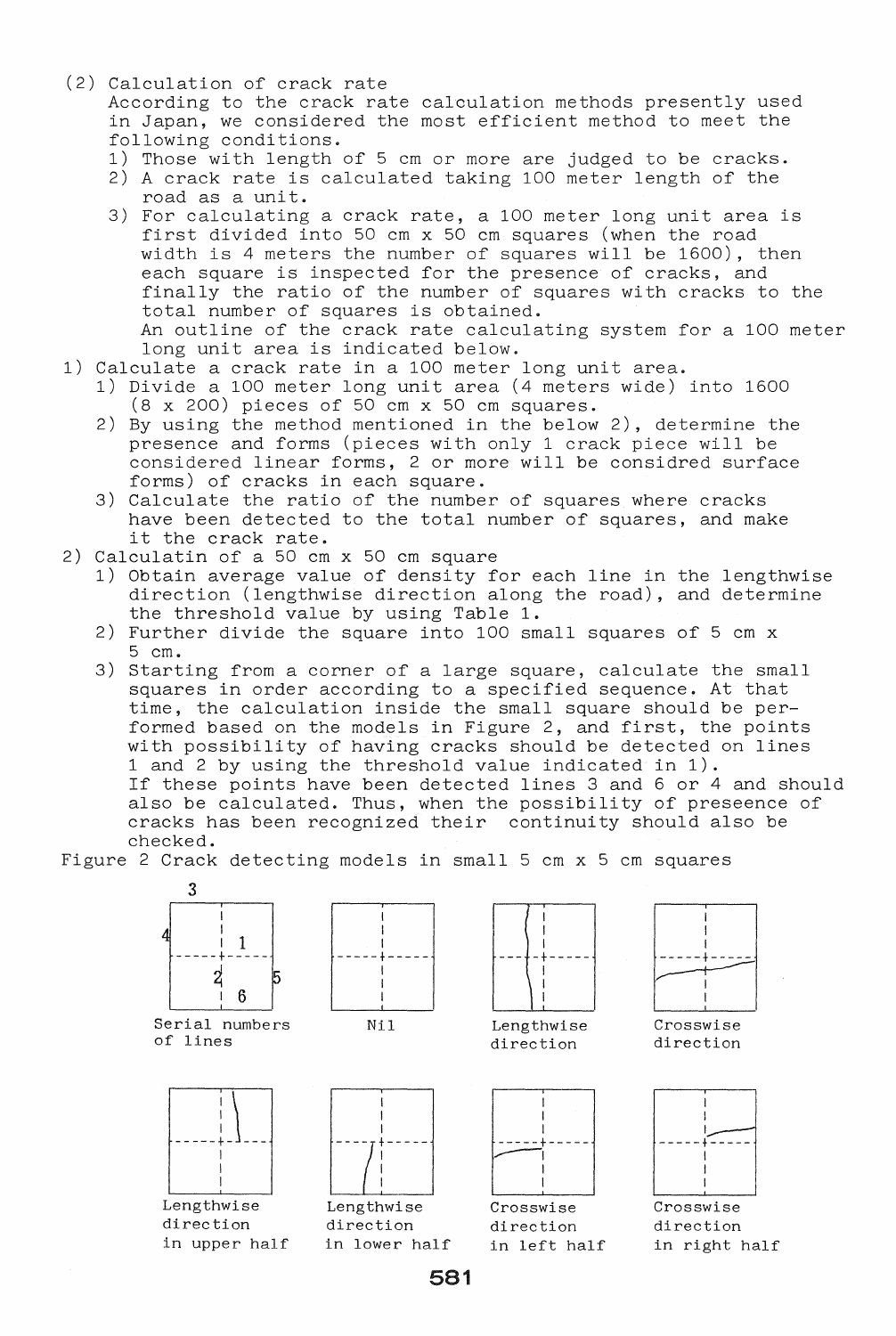(2) Calculation of crack rate

According to the crack rate calculation methods presently used in Japan, we considered the most efficient method to meet the following conditions.

1) Those with length of 5 cm or more are judged to be cracks.
2) A crack rate is calculated taking 100 meter length of the road as a unit.
3) For calculating a crack rate, a 100 meter long unit area is first divided into 50 cm x 50 cm squares (when the road width is 4 meters the number of squares will be 1600), then each square is inspected for the presence of cracks, and finally the ratio of the number of squares with cracks to the total number of squares is obtained.

   An outline of the crack rate calculating system for a 100 meter long unit area is indicated below.

1) Calculate a crack rate in a 100 meter long unit area.
   1) Divide a 100 meter long unit area (4 meters wide) into 1600 (8 x 200) pieces of 50 cm x 50 cm squares.
   2) By using the method mentioned in the below 2), determine the presence and forms (pieces with only 1 crack piece will be considered linear forms, 2 or more will be considred surface forms) of cracks in each square.
   3) Calculate the ratio of the number of squares where cracks have been detected to the total number of squares, and make it the crack rate.
2) Calculatin of a 50 cm x 50 cm square
   1) Obtain average value of density for each line in the lengthwise direction (lengthwise direction along the road), and determine the threshold value by using Table 1.
   2) Further divide the square into 100 small squares of 5 cm x 5 cm.
   3) Starting from a corner of a large square, calculate the small squares in order according to a specified sequence. At that time, the calculation inside the small square should be performed based on the models in Figure 2, and first, the points with possibility of having cracks should be detected on lines 1 and 2 by using the threshold value indicated in 1).

      If these points have been detected lines 3 and 6 or 4 and should also be calculated. Thus, when the possibility of preseence of cracks has been recognized their continuity should also be checked.

Figure 2 Crack detecting models in small 5 cm x 5 cm squares

Serial numbers of lines | Nil | Lengthwise direction | Crosswise direction

Lengthwise direction in upper half | Lengthwise direction in lower half | Crosswise direction in left half | Crosswise direction in right half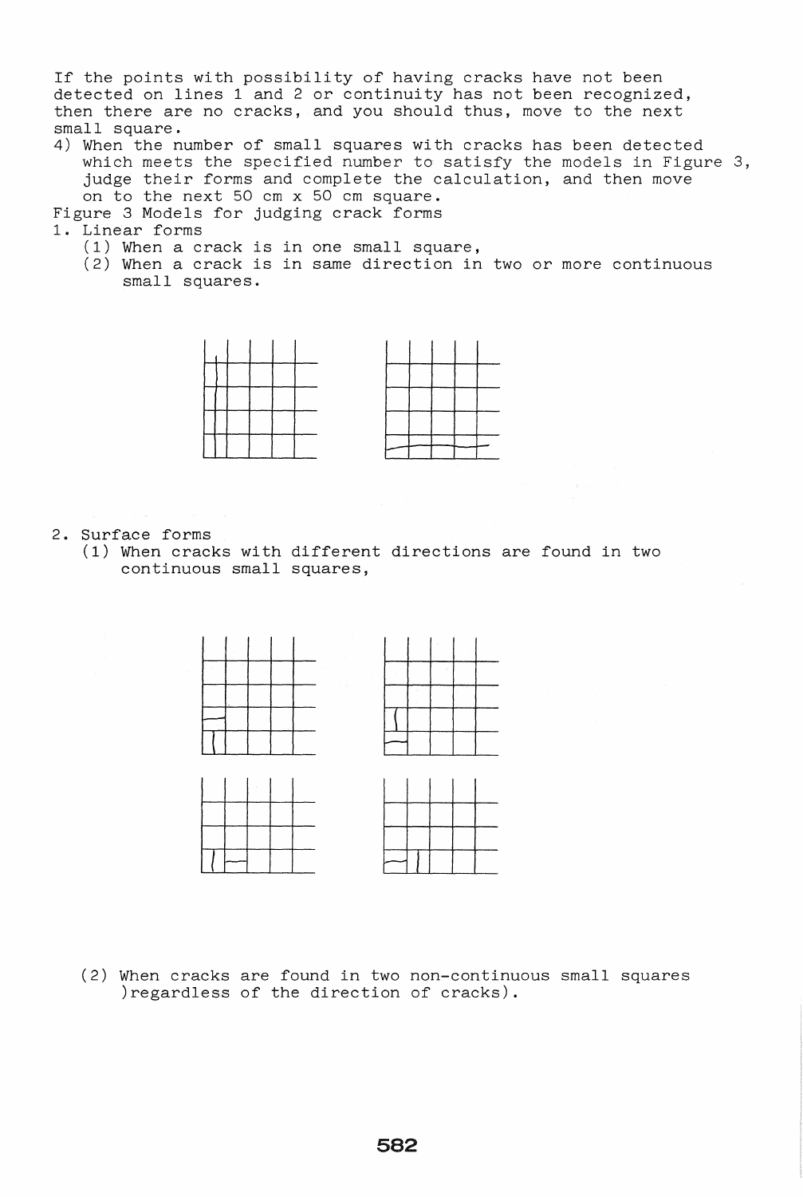If the points with possibility of having cracks have not been detected on lines 1 and 2 or continuity has not been recognized, then there are no cracks, and you should thus, move to the next small square.

4) When the number of small squares with cracks has been detected which meets the specified number to satisfy the models in Figure 3, judge their forms and complete the calculation, and then move on to the next 50 cm x 50 cm square.

Figure 3 Models for judging crack forms

1. Linear forms
   (1) When a crack is in one small square,
   (2) When a crack is in same direction in two or more continuous small squares.

2. Surface forms
   (1) When cracks with different directions are found in two continuous small squares,

   (2) When cracks are found in two non-continuous small squares )regardless of the direction of cracks).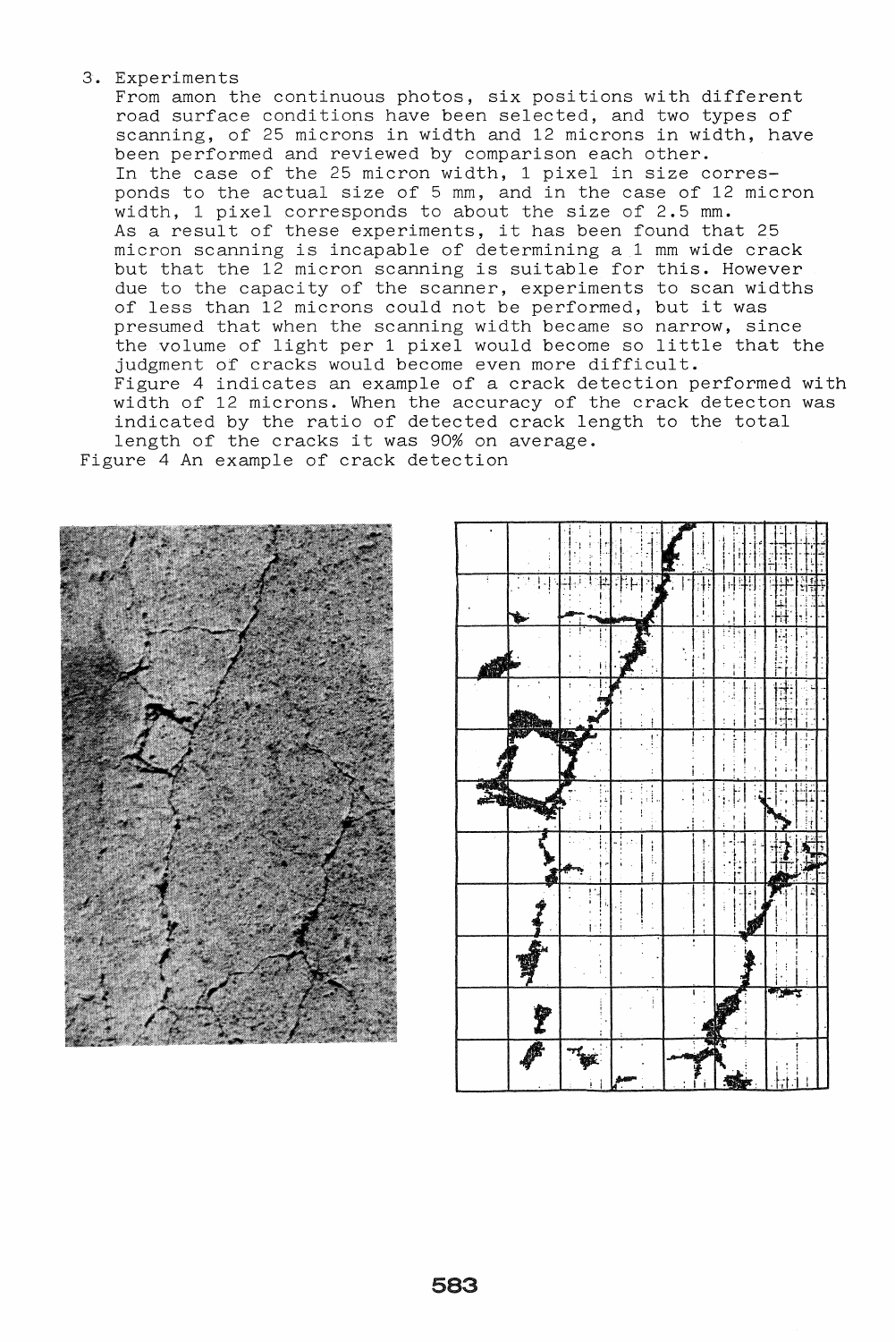## 3. Experiments

From amon the continuous photos, six positions with different road surface conditions have been selected, and two types of scanning, of 25 microns in width and 12 microns in width, have been performed and reviewed by comparison each other.

In the case of the 25 micron width, 1 pixel in size corresponds to the actual size of 5 mm, and in the case of 12 micron width, 1 pixel corresponds to about the size of 2.5 mm.

As a result of these experiments, it has been found that 25 micron scanning is incapable of determining a 1 mm wide crack but that the 12 micron scanning is suitable for this. However due to the capacity of the scanner, experiments to scan widths of less than 12 microns could not be performed, but it was presumed that when the scanning width became so narrow, since the volume of light per 1 pixel would become so little that the judgment of cracks would become even more difficult.

Figure 4 indicates an example of a crack detection performed with width of 12 microns. When the accuracy of the crack detecton was indicated by the ratio of detected crack length to the total length of the cracks it was 90% on average.

Figure 4 An example of crack detection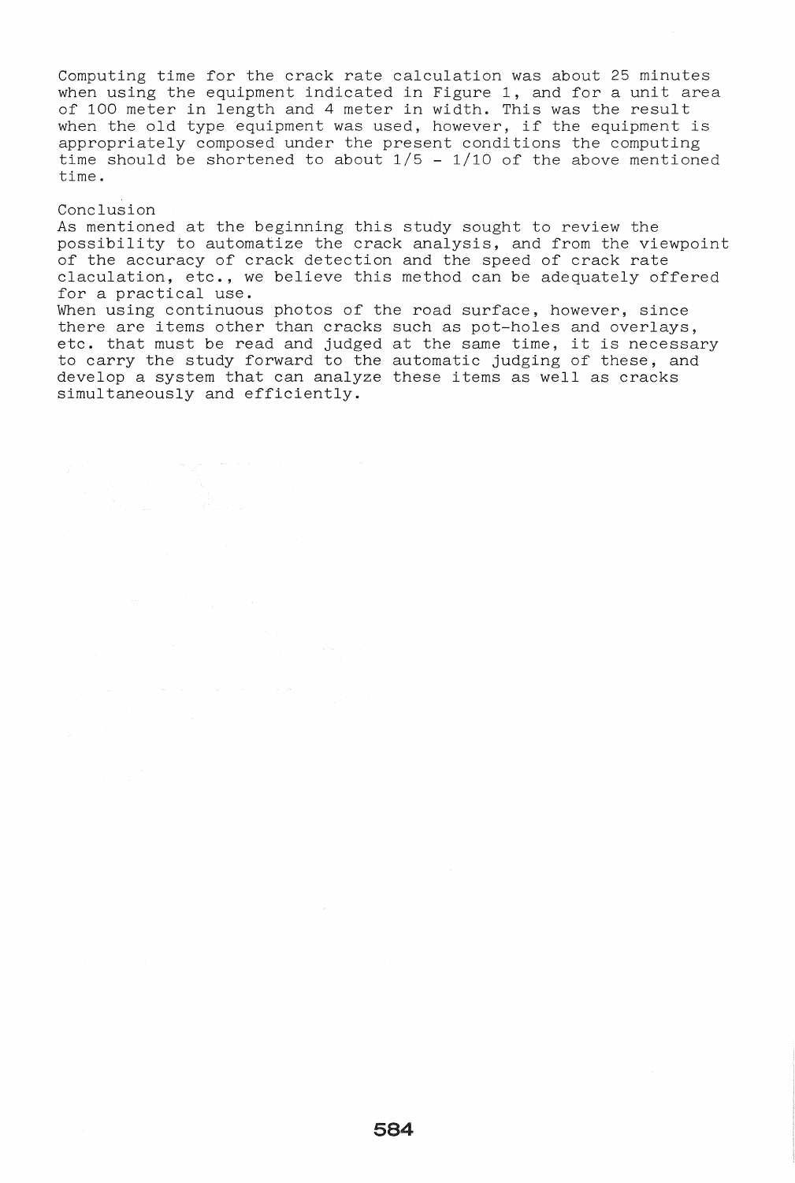Computing time for the crack rate calculation was about 25 minutes when using the equipment indicated in Figure 1, and for a unit area of 100 meter in length and 4 meter in width. This was the result when the old type equipment was used, however, if the equipment is appropriately composed under the present conditions the computing time should be shortened to about 1/5 - 1/10 of the above mentioned time.

## Conclusion

As mentioned at the beginning this study sought to review the possibility to automatize the crack analysis, and from the viewpoint of the accuracy of crack detection and the speed of crack rate claculation, etc., we believe this method can be adequately offered for a practical use.

When using continuous photos of the road surface, however, since there are items other than cracks such as pot-holes and overlays, etc. that must be read and judged at the same time, it is necessary to carry the study forward to the automatic judging of these, and develop a system that can analyze these items as well as cracks simultaneously and efficiently.